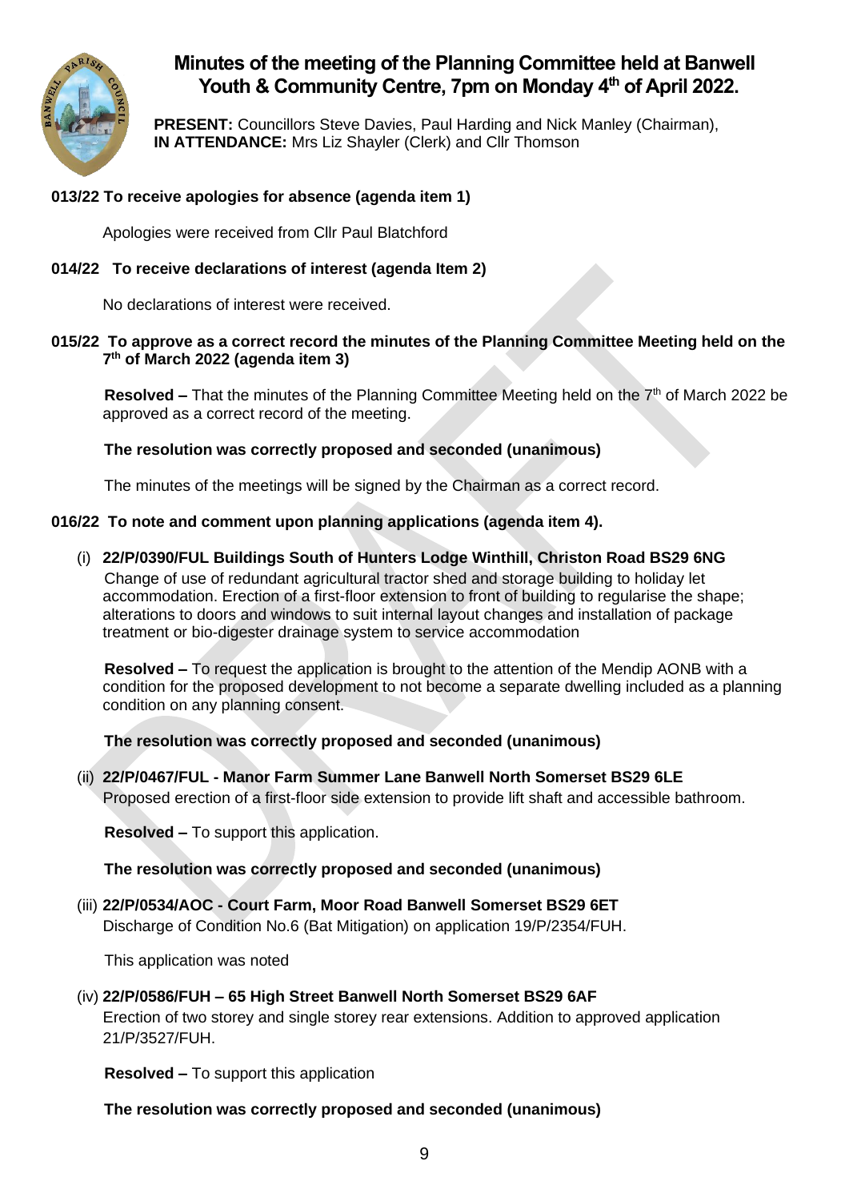# Minutes of the meeting of the Planning Committee held at Banwell Youth & Community Centre, 7pm on Monday 4th of April 2022.

**PRESENT:** Councillors Steve Davies, Paul Harding and Nick Manley (Chairman),
**IN ATTENDANCE:** Mrs Liz Shayler (Clerk) and Cllr Thomson

### 013/22 To receive apologies for absence (agenda item 1)

Apologies were received from Cllr Paul Blatchford

### 014/22 To receive declarations of interest (agenda Item 2)

No declarations of interest were received.

### 015/22 To approve as a correct record the minutes of the Planning Committee Meeting held on the 7th of March 2022 (agenda item 3)

**Resolved –** That the minutes of the Planning Committee Meeting held on the 7th of March 2022 be approved as a correct record of the meeting.

**The resolution was correctly proposed and seconded (unanimous)**

The minutes of the meetings will be signed by the Chairman as a correct record.

### 016/22 To note and comment upon planning applications (agenda item 4).

(i) **22/P/0390/FUL Buildings South of Hunters Lodge Winthill, Christon Road BS29 6NG**
Change of use of redundant agricultural tractor shed and storage building to holiday let accommodation. Erection of a first-floor extension to front of building to regularise the shape; alterations to doors and windows to suit internal layout changes and installation of package treatment or bio-digester drainage system to service accommodation

**Resolved –** To request the application is brought to the attention of the Mendip AONB with a condition for the proposed development to not become a separate dwelling included as a planning condition on any planning consent.

**The resolution was correctly proposed and seconded (unanimous)**

(ii) **22/P/0467/FUL - Manor Farm Summer Lane Banwell North Somerset BS29 6LE**
Proposed erection of a first-floor side extension to provide lift shaft and accessible bathroom.

**Resolved –** To support this application.

**The resolution was correctly proposed and seconded (unanimous)**

(iii) **22/P/0534/AOC - Court Farm, Moor Road Banwell Somerset BS29 6ET**
Discharge of Condition No.6 (Bat Mitigation) on application 19/P/2354/FUH.

This application was noted

(iv) **22/P/0586/FUH – 65 High Street Banwell North Somerset BS29 6AF**
Erection of two storey and single storey rear extensions. Addition to approved application 21/P/3527/FUH.

**Resolved –** To support this application

**The resolution was correctly proposed and seconded (unanimous)**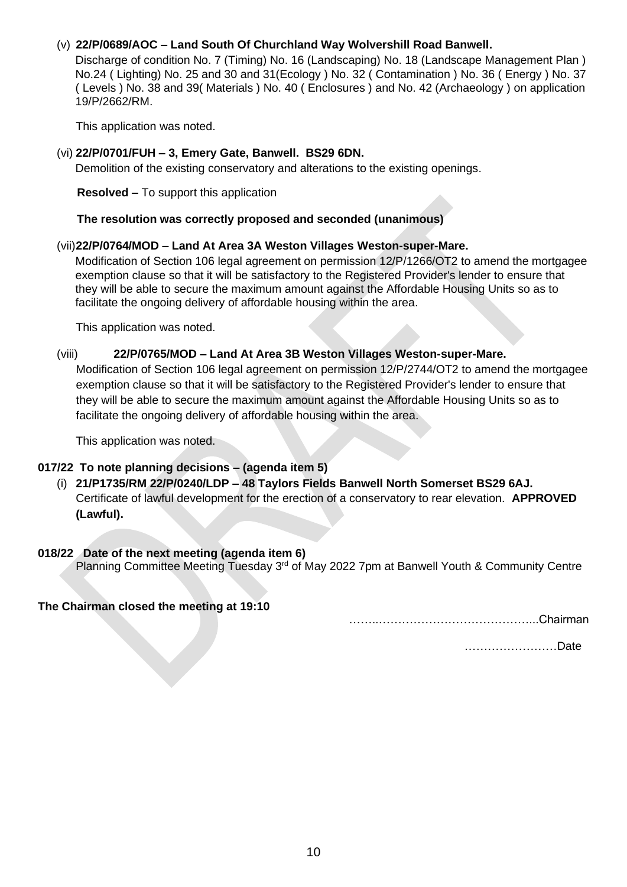(v) **22/P/0689/AOC – Land South Of Churchland Way Wolvershill Road Banwell.**

Discharge of condition No. 7 (Timing) No. 16 (Landscaping) No. 18 (Landscape Management Plan ) No.24 ( Lighting) No. 25 and 30 and 31(Ecology ) No. 32 ( Contamination ) No. 36 ( Energy ) No. 37 ( Levels ) No. 38 and 39( Materials ) No. 40 ( Enclosures ) and No. 42 (Archaeology ) on application 19/P/2662/RM.

This application was noted.

(vi) **22/P/0701/FUH – 3, Emery Gate, Banwell. BS29 6DN.**

Demolition of the existing conservatory and alterations to the existing openings.

**Resolved –** To support this application

**The resolution was correctly proposed and seconded (unanimous)**

(vii) **22/P/0764/MOD – Land At Area 3A Weston Villages Weston-super-Mare.**

Modification of Section 106 legal agreement on permission 12/P/1266/OT2 to amend the mortgagee exemption clause so that it will be satisfactory to the Registered Provider's lender to ensure that they will be able to secure the maximum amount against the Affordable Housing Units so as to facilitate the ongoing delivery of affordable housing within the area.

This application was noted.

(viii) **22/P/0765/MOD – Land At Area 3B Weston Villages Weston-super-Mare.**

Modification of Section 106 legal agreement on permission 12/P/2744/OT2 to amend the mortgagee exemption clause so that it will be satisfactory to the Registered Provider's lender to ensure that they will be able to secure the maximum amount against the Affordable Housing Units so as to facilitate the ongoing delivery of affordable housing within the area.

This application was noted.

**017/22 To note planning decisions – (agenda item 5)**

(i) **21/P1735/RM 22/P/0240/LDP – 48 Taylors Fields Banwell North Somerset BS29 6AJ.**

Certificate of lawful development for the erection of a conservatory to rear elevation. **APPROVED (Lawful).**

**018/22 Date of the next meeting (agenda item 6)**

Planning Committee Meeting Tuesday 3rd of May 2022 7pm at Banwell Youth & Community Centre

**The Chairman closed the meeting at 19:10**

……..…………………………………...Chairman

……………………Date